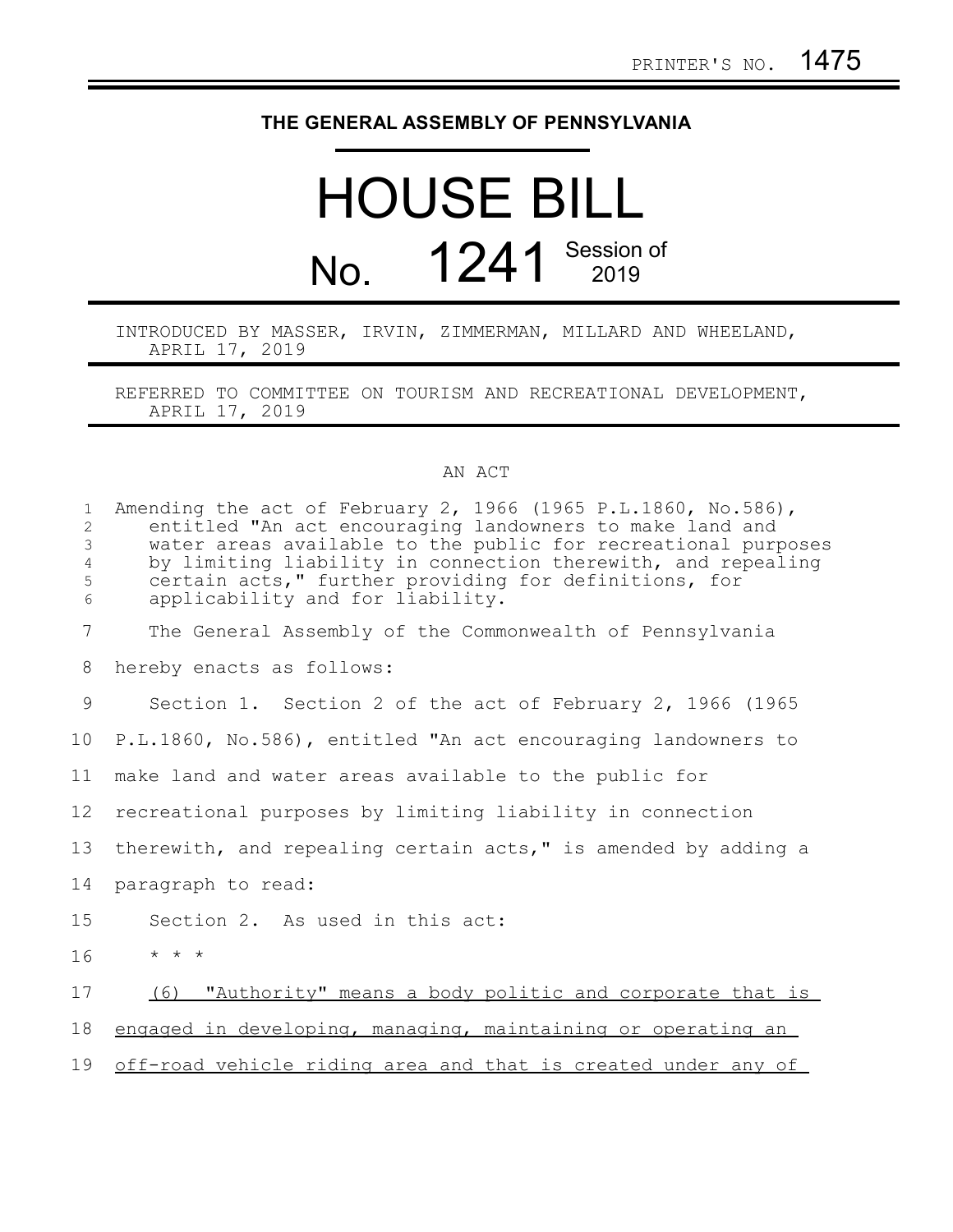PRINTER'S NO. 1475

**THE GENERAL ASSEMBLY OF PENNSYLVANIA**

# HOUSE BILL

## No. 1241 Session of 2019

INTRODUCED BY MASSER, IRVIN, ZIMMERMAN, MILLARD AND WHEELAND, APRIL 17, 2019

REFERRED TO COMMITTEE ON TOURISM AND RECREATIONAL DEVELOPMENT, APRIL 17, 2019

AN ACT

Amending the act of February 2, 1966 (1965 P.L.1860, No.586), entitled "An act encouraging landowners to make land and water areas available to the public for recreational purposes by limiting liability in connection therewith, and repealing certain acts," further providing for definitions, for applicability and for liability.

The General Assembly of the Commonwealth of Pennsylvania hereby enacts as follows:

Section 1. Section 2 of the act of February 2, 1966 (1965 P.L.1860, No.586), entitled "An act encouraging landowners to make land and water areas available to the public for recreational purposes by limiting liability in connection therewith, and repealing certain acts," is amended by adding a paragraph to read:

Section 2. As used in this act:

* * *

<u>(6) "Authority" means a body politic and corporate that is engaged in developing, managing, maintaining or operating an off-road vehicle riding area and that is created under any of</u>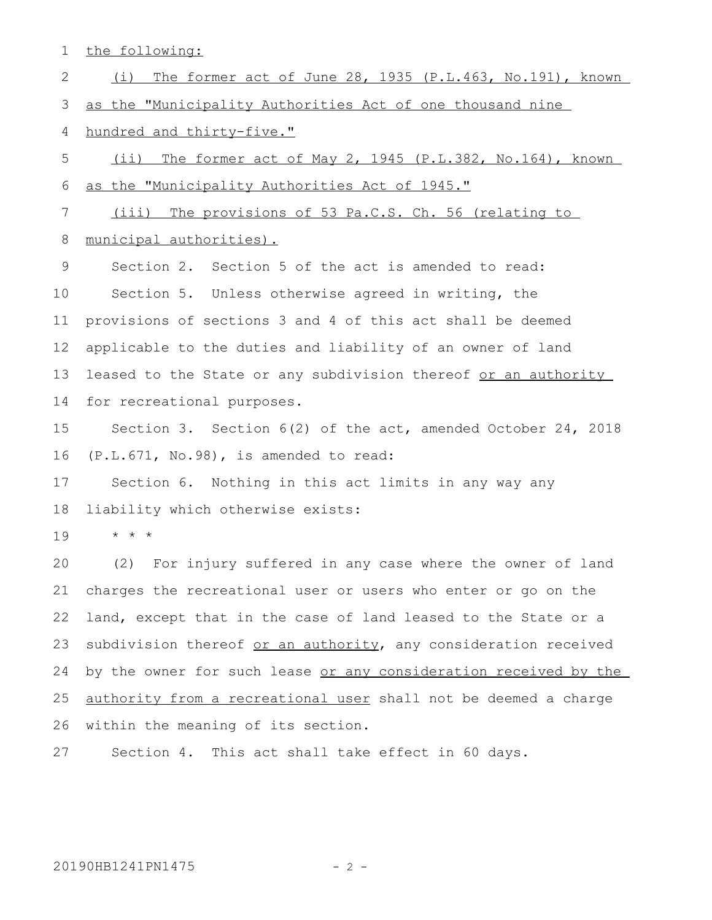the following:

(i) The former act of June 28, 1935 (P.L.463, No.191), known as the "Municipality Authorities Act of one thousand nine hundred and thirty-five."

(ii) The former act of May 2, 1945 (P.L.382, No.164), known as the "Municipality Authorities Act of 1945."

(iii) The provisions of 53 Pa.C.S. Ch. 56 (relating to municipal authorities).

Section 2. Section 5 of the act is amended to read:

Section 5. Unless otherwise agreed in writing, the provisions of sections 3 and 4 of this act shall be deemed applicable to the duties and liability of an owner of land leased to the State or any subdivision thereof or an authority for recreational purposes.

Section 3. Section 6(2) of the act, amended October 24, 2018 (P.L.671, No.98), is amended to read:

Section 6. Nothing in this act limits in any way any liability which otherwise exists:

* * *

(2) For injury suffered in any case where the owner of land charges the recreational user or users who enter or go on the land, except that in the case of land leased to the State or a subdivision thereof or an authority, any consideration received by the owner for such lease or any consideration received by the authority from a recreational user shall not be deemed a charge within the meaning of its section.

Section 4. This act shall take effect in 60 days.